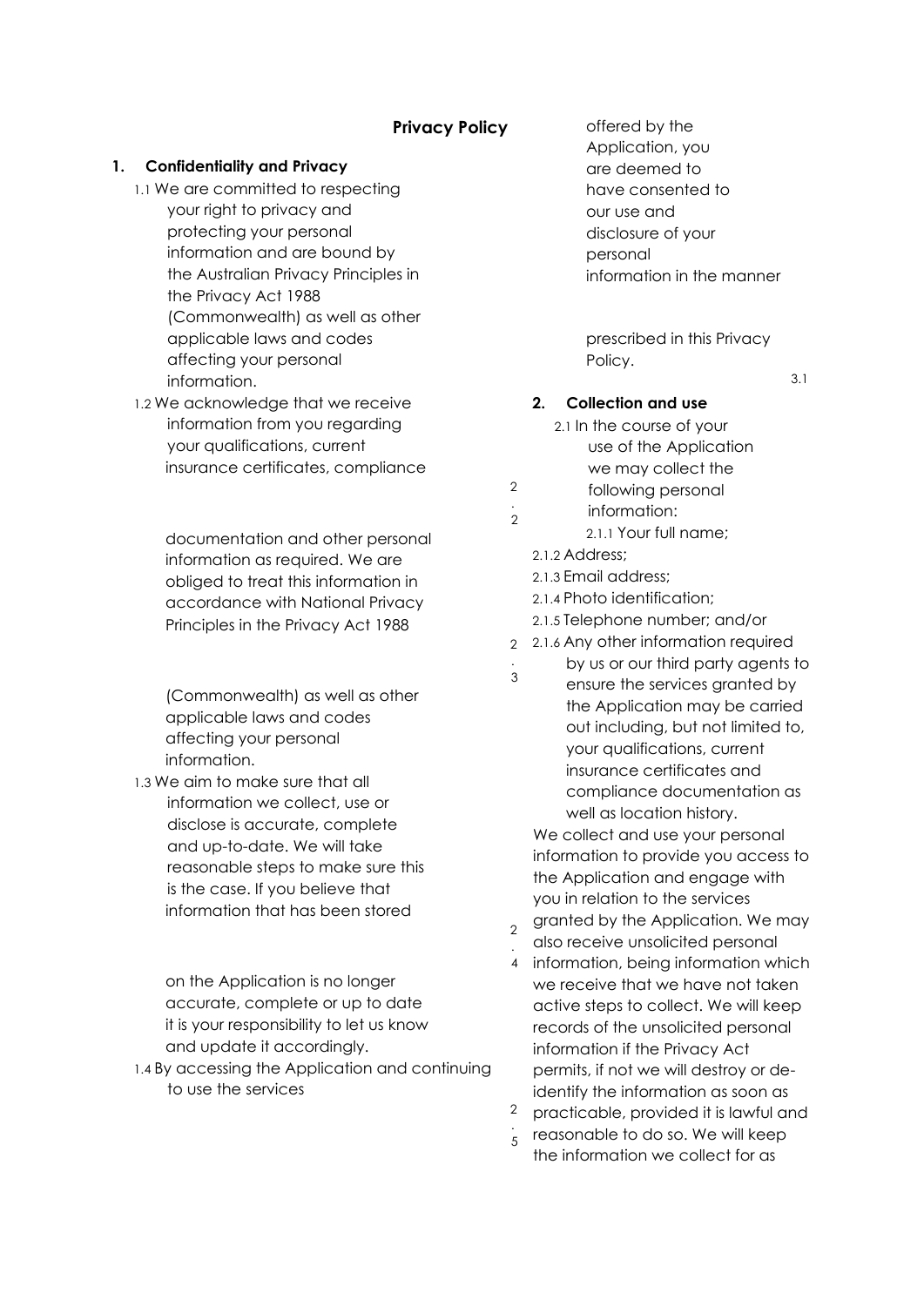# Privacy Policy

## 1. Confidentiality and Privacy

1.1 We are committed to respecting your right to privacy and protecting your personal information and are bound by the Australian Privacy Principles in the Privacy Act 1988 (Commonwealth) as well as other applicable laws and codes affecting your personal information.

1.2 We acknowledge that we receive information from you regarding your qualifications, current insurance certificates, compliance documentation and other personal information as required. We are obliged to treat this information in accordance with National Privacy Principles in the Privacy Act 1988 (Commonwealth) as well as other applicable laws and codes affecting your personal information.

1.3 We aim to make sure that all information we collect, use or disclose is accurate, complete and up-to-date. We will take reasonable steps to make sure this is the case. If you believe that information that has been stored on the Application is no longer accurate, complete or up to date it is your responsibility to let us know and update it accordingly.

1.4 By accessing the Application and continuing to use the services offered by the Application, you are deemed to have consented to our use and disclosure of your personal information in the manner prescribed in this Privacy Policy.

## 2. Collection and use

2.1 In the course of your use of the Application we may collect the following personal information:

2.1.1 Your full name;

2.1.2 Address;

2.1.3 Email address;

2.1.4 Photo identification;

2.1.5 Telephone number; and/or

2.1.6 Any other information required by us or our third party agents to ensure the services granted by the Application may be carried out including, but not limited to, your qualifications, current insurance certificates and compliance documentation as well as location history.

2.2 We collect and use your personal information to provide you access to the Application and engage with you in relation to the services granted by the Application.

2.3 We may also receive unsolicited personal information, being information which we receive that we have not taken active steps to collect.

2.4 We will keep records of the unsolicited personal information if the Privacy Act permits, if not we will destroy or de-identify the information as soon as practicable, provided it is lawful and reasonable to do so.

2.5 We will keep the information we collect for as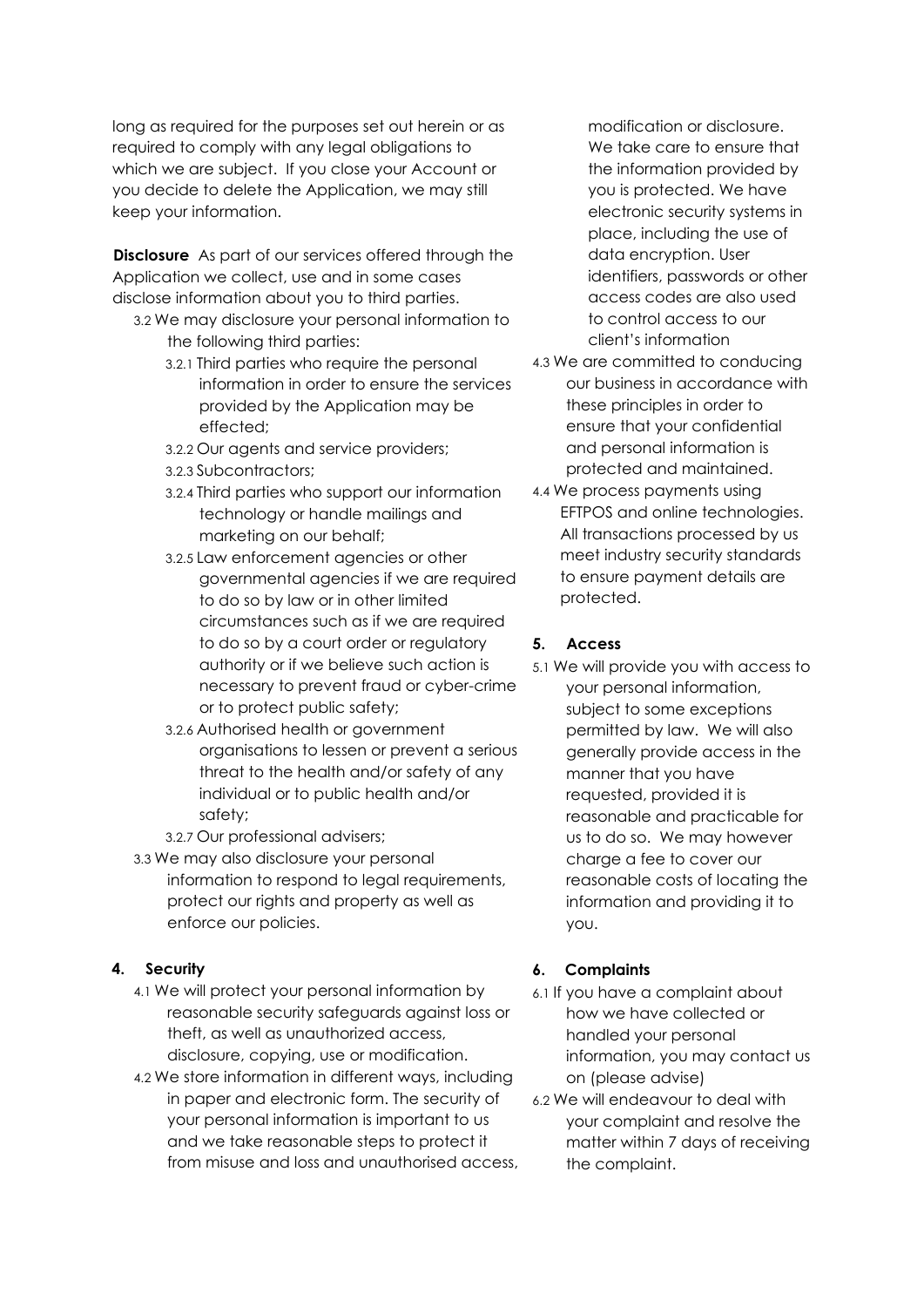long as required for the purposes set out herein or as required to comply with any legal obligations to which we are subject. If you close your Account or you decide to delete the Application, we may still keep your information.

**Disclosure** As part of our services offered through the Application we collect, use and in some cases disclose information about you to third parties.

3.2 We may disclosure your personal information to the following third parties:

3.2.1 Third parties who require the personal information in order to ensure the services provided by the Application may be effected;

3.2.2 Our agents and service providers;

3.2.3 Subcontractors;

3.2.4 Third parties who support our information technology or handle mailings and marketing on our behalf;

3.2.5 Law enforcement agencies or other governmental agencies if we are required to do so by law or in other limited circumstances such as if we are required to do so by a court order or regulatory authority or if we believe such action is necessary to prevent fraud or cyber-crime or to protect public safety;

3.2.6 Authorised health or government organisations to lessen or prevent a serious threat to the health and/or safety of any individual or to public health and/or safety;

3.2.7 Our professional advisers;

3.3 We may also disclosure your personal information to respond to legal requirements, protect our rights and property as well as enforce our policies.

## 4. Security

4.1 We will protect your personal information by reasonable security safeguards against loss or theft, as well as unauthorized access, disclosure, copying, use or modification.

4.2 We store information in different ways, including in paper and electronic form. The security of your personal information is important to us and we take reasonable steps to protect it from misuse and loss and unauthorised access, modification or disclosure. We take care to ensure that the information provided by you is protected. We have electronic security systems in place, including the use of data encryption. User identifiers, passwords or other access codes are also used to control access to our client's information

4.3 We are committed to conducing our business in accordance with these principles in order to ensure that your confidential and personal information is protected and maintained.

4.4 We process payments using EFTPOS and online technologies. All transactions processed by us meet industry security standards to ensure payment details are protected.

## 5. Access

5.1 We will provide you with access to your personal information, subject to some exceptions permitted by law. We will also generally provide access in the manner that you have requested, provided it is reasonable and practicable for us to do so. We may however charge a fee to cover our reasonable costs of locating the information and providing it to you.

## 6. Complaints

6.1 If you have a complaint about how we have collected or handled your personal information, you may contact us on (please advise)

6.2 We will endeavour to deal with your complaint and resolve the matter within 7 days of receiving the complaint.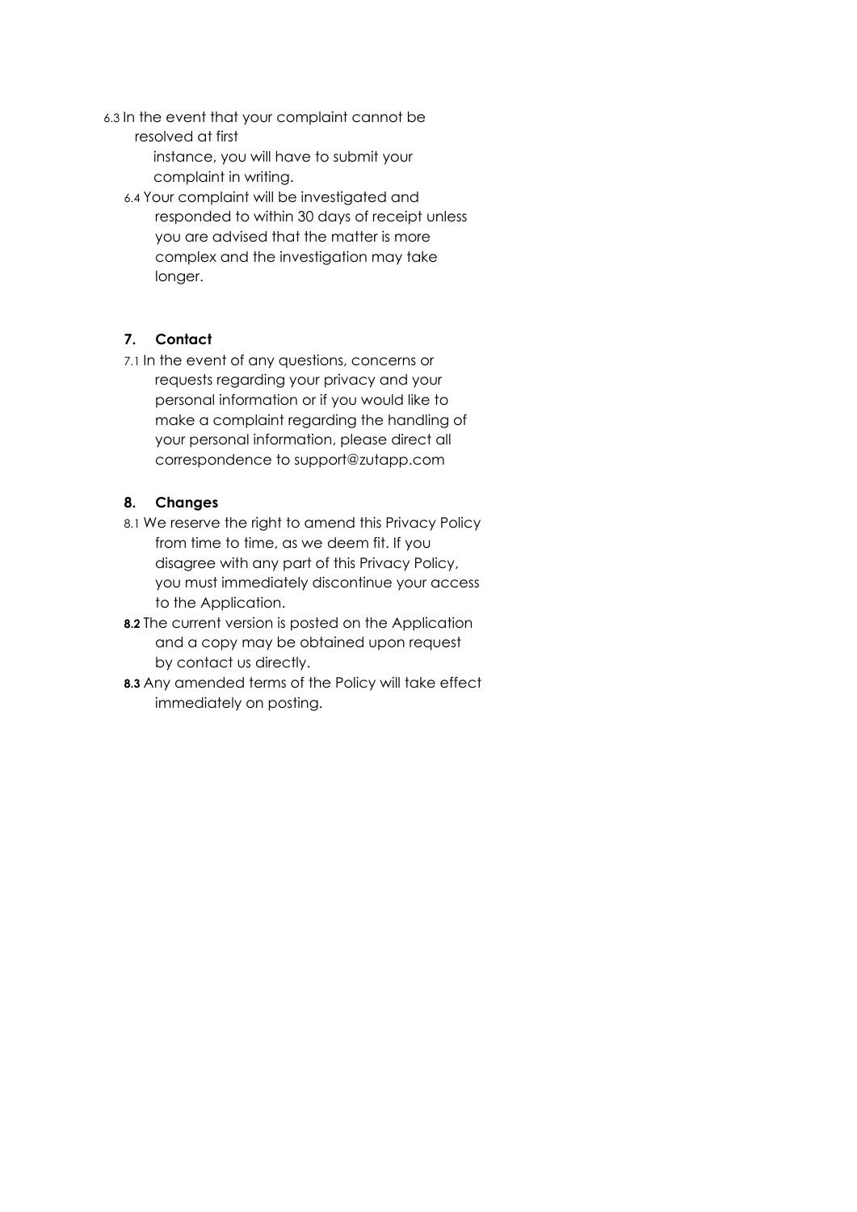6.3 In the event that your complaint cannot be resolved at first instance, you will have to submit your complaint in writing.

6.4 Your complaint will be investigated and responded to within 30 days of receipt unless you are advised that the matter is more complex and the investigation may take longer.

## 7. Contact

7.1 In the event of any questions, concerns or requests regarding your privacy and your personal information or if you would like to make a complaint regarding the handling of your personal information, please direct all correspondence to support@zutapp.com

## 8. Changes

8.1 We reserve the right to amend this Privacy Policy from time to time, as we deem fit. If you disagree with any part of this Privacy Policy, you must immediately discontinue your access to the Application.

**8.2** The current version is posted on the Application and a copy may be obtained upon request by contact us directly.

**8.3** Any amended terms of the Policy will take effect immediately on posting.